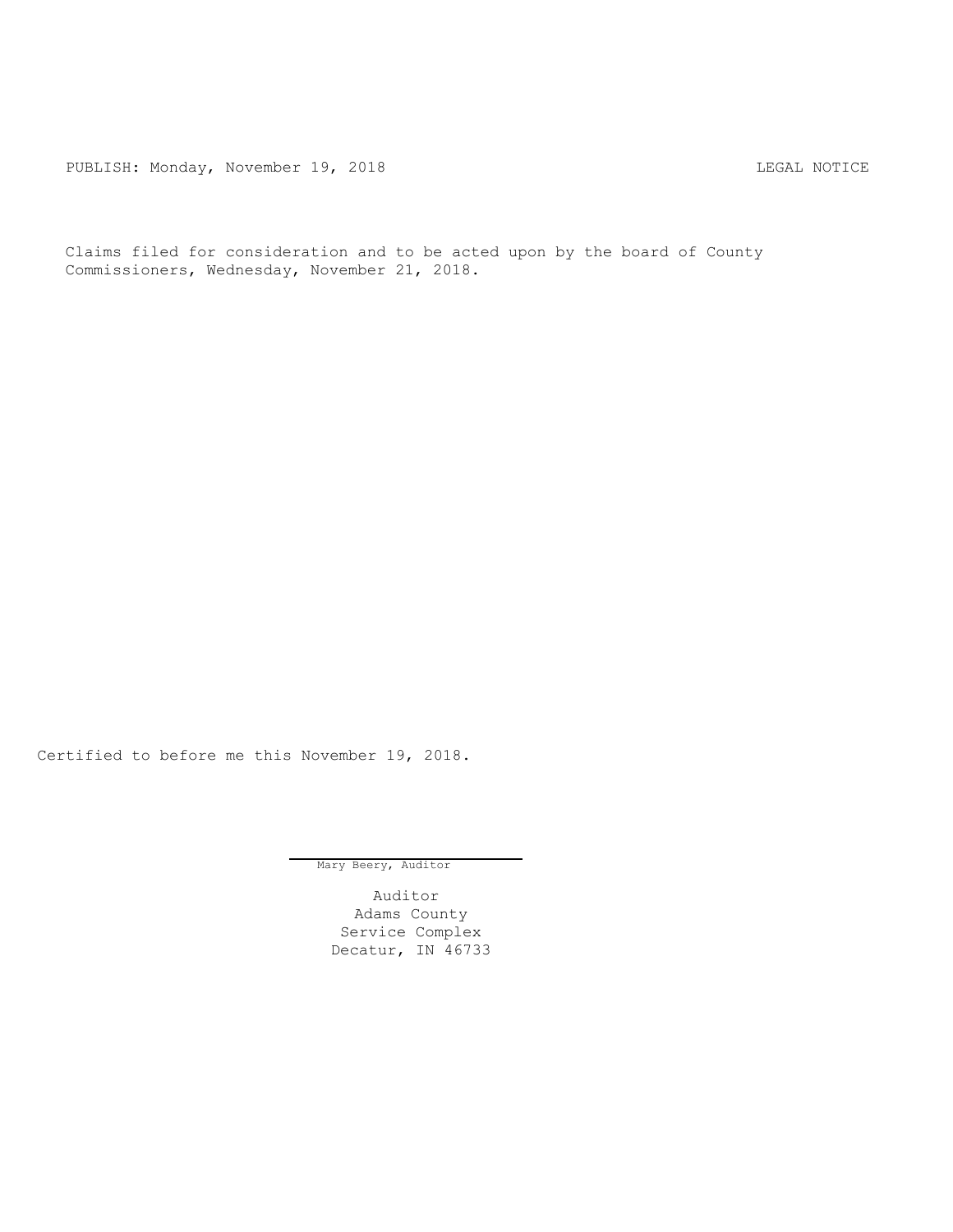PUBLISH: Monday, November 19, 2018 LEGAL NOTICE

Claims filed for consideration and to be acted upon by the board of County Commissioners, Wednesday, November 21, 2018.

Certified to before me this November 19, 2018.

Mary Beery, Auditor

Auditor
Adams County
Service Complex
Decatur, IN 46733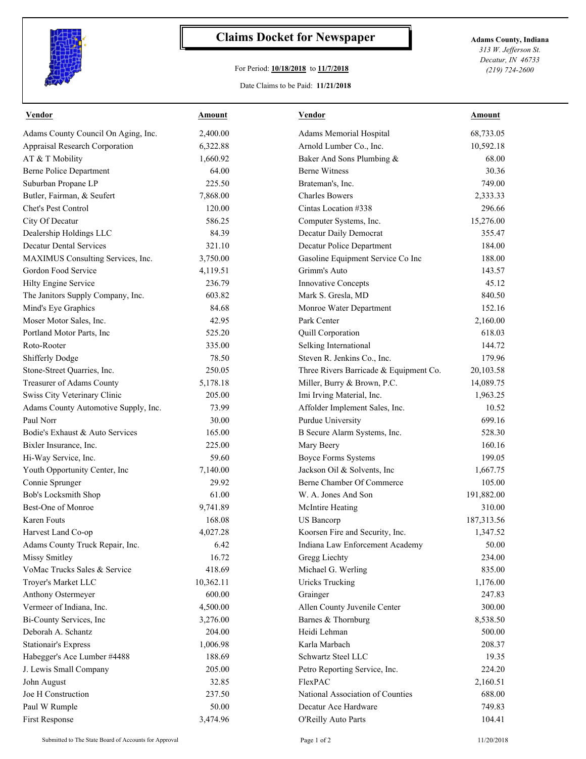# Claims Docket for Newspaper

For Period: **10/18/2018** to **11/7/2018**

Date Claims to be Paid: **11/21/2018**

**Adams County, Indiana**
*313 W. Jefferson St.*
*Decatur, IN 46733*
*(219) 724-2600*

| Vendor | Amount | Vendor | Amount |
|---|---|---|---|
| Adams County Council On Aging, Inc. | 2,400.00 | Adams Memorial Hospital | 68,733.05 |
| Appraisal Research Corporation | 6,322.88 | Arnold Lumber Co., Inc. | 10,592.18 |
| AT & T Mobility | 1,660.92 | Baker And Sons Plumbing & | 68.00 |
| Berne Police Department | 64.00 | Berne Witness | 30.36 |
| Suburban Propane LP | 225.50 | Brateman's, Inc. | 749.00 |
| Butler, Fairman, & Seufert | 7,868.00 | Charles Bowers | 2,333.33 |
| Chet's Pest Control | 120.00 | Cintas Location #338 | 296.66 |
| City Of Decatur | 586.25 | Computer Systems, Inc. | 15,276.00 |
| Dealership Holdings LLC | 84.39 | Decatur Daily Democrat | 355.47 |
| Decatur Dental Services | 321.10 | Decatur Police Department | 184.00 |
| MAXIMUS Consulting Services, Inc. | 3,750.00 | Gasoline Equipment Service Co Inc | 188.00 |
| Gordon Food Service | 4,119.51 | Grimm's Auto | 143.57 |
| Hilty Engine Service | 236.79 | Innovative Concepts | 45.12 |
| The Janitors Supply Company, Inc. | 603.82 | Mark S. Gresla, MD | 840.50 |
| Mind's Eye Graphics | 84.68 | Monroe Water Department | 152.16 |
| Moser Motor Sales, Inc. | 42.95 | Park Center | 2,160.00 |
| Portland Motor Parts, Inc | 525.20 | Quill Corporation | 618.03 |
| Roto-Rooter | 335.00 | Selking International | 144.72 |
| Shifferly Dodge | 78.50 | Steven R. Jenkins Co., Inc. | 179.96 |
| Stone-Street Quarries, Inc. | 250.05 | Three Rivers Barricade & Equipment Co. | 20,103.58 |
| Treasurer of Adams County | 5,178.18 | Miller, Burry & Brown, P.C. | 14,089.75 |
| Swiss City Veterinary Clinic | 205.00 | Imi Irving Material, Inc. | 1,963.25 |
| Adams County Automotive Supply, Inc. | 73.99 | Affolder Implement Sales, Inc. | 10.52 |
| Paul Norr | 30.00 | Purdue University | 699.16 |
| Bodie's Exhaust & Auto Services | 165.00 | B Secure Alarm Systems, Inc. | 528.30 |
| Bixler Insurance, Inc. | 225.00 | Mary Beery | 160.16 |
| Hi-Way Service, Inc. | 59.60 | Boyce Forms Systems | 199.05 |
| Youth Opportunity Center, Inc | 7,140.00 | Jackson Oil & Solvents, Inc | 1,667.75 |
| Connie Sprunger | 29.92 | Berne Chamber Of Commerce | 105.00 |
| Bob's Locksmith Shop | 61.00 | W. A. Jones And Son | 191,882.00 |
| Best-One of Monroe | 9,741.89 | McIntire Heating | 310.00 |
| Karen Fouts | 168.08 | US Bancorp | 187,313.56 |
| Harvest Land Co-op | 4,027.28 | Koorsen Fire and Security, Inc. | 1,347.52 |
| Adams County Truck Repair, Inc. | 6.42 | Indiana Law Enforcement Academy | 50.00 |
| Missy Smitley | 16.72 | Gregg Liechty | 234.00 |
| VoMac Trucks Sales & Service | 418.69 | Michael G. Werling | 835.00 |
| Troyer's Market LLC | 10,362.11 | Uricks Trucking | 1,176.00 |
| Anthony Ostermeyer | 600.00 | Grainger | 247.83 |
| Vermeer of Indiana, Inc. | 4,500.00 | Allen County Juvenile Center | 300.00 |
| Bi-County Services, Inc | 3,276.00 | Barnes & Thornburg | 8,538.50 |
| Deborah A. Schantz | 204.00 | Heidi Lehman | 500.00 |
| Stationair's Express | 1,006.98 | Karla Marbach | 208.37 |
| Habegger's Ace Lumber #4488 | 188.69 | Schwartz Steel LLC | 19.35 |
| J. Lewis Small Company | 205.00 | Petro Reporting Service, Inc. | 224.20 |
| John August | 32.85 | FlexPAC | 2,160.51 |
| Joe H Construction | 237.50 | National Association of Counties | 688.00 |
| Paul W Rumple | 50.00 | Decatur Ace Hardware | 749.83 |
| First Response | 3,474.96 | O'Reilly Auto Parts | 104.41 |

Submitted to The State Board of Accounts for Approval

11/20/2018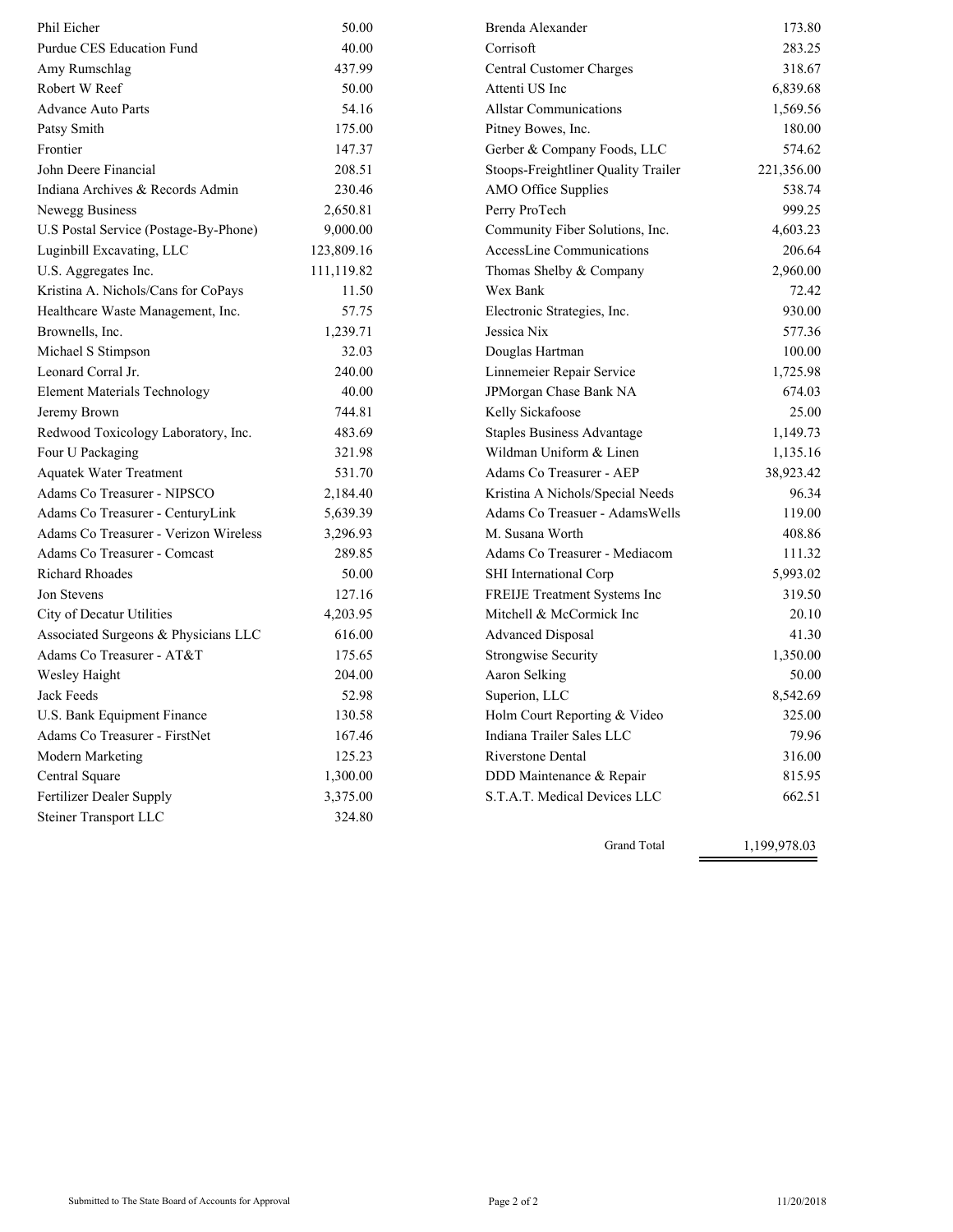| | |
|---|---|
| Phil Eicher | 50.00 |
| Purdue CES Education Fund | 40.00 |
| Amy Rumschlag | 437.99 |
| Robert W Reef | 50.00 |
| Advance Auto Parts | 54.16 |
| Patsy Smith | 175.00 |
| Frontier | 147.37 |
| John Deere Financial | 208.51 |
| Indiana Archives & Records Admin | 230.46 |
| Newegg Business | 2,650.81 |
| U.S Postal Service (Postage-By-Phone) | 9,000.00 |
| Luginbill Excavating, LLC | 123,809.16 |
| U.S. Aggregates Inc. | 111,119.82 |
| Kristina A. Nichols/Cans for CoPays | 11.50 |
| Healthcare Waste Management, Inc. | 57.75 |
| Brownells, Inc. | 1,239.71 |
| Michael S Stimpson | 32.03 |
| Leonard Corral Jr. | 240.00 |
| Element Materials Technology | 40.00 |
| Jeremy Brown | 744.81 |
| Redwood Toxicology Laboratory, Inc. | 483.69 |
| Four U Packaging | 321.98 |
| Aquatek Water Treatment | 531.70 |
| Adams Co Treasurer - NIPSCO | 2,184.40 |
| Adams Co Treasurer - CenturyLink | 5,639.39 |
| Adams Co Treasurer - Verizon Wireless | 3,296.93 |
| Adams Co Treasurer - Comcast | 289.85 |
| Richard Rhoades | 50.00 |
| Jon Stevens | 127.16 |
| City of Decatur Utilities | 4,203.95 |
| Associated Surgeons & Physicians LLC | 616.00 |
| Adams Co Treasurer - AT&T | 175.65 |
| Wesley Haight | 204.00 |
| Jack Feeds | 52.98 |
| U.S. Bank Equipment Finance | 130.58 |
| Adams Co Treasurer - FirstNet | 167.46 |
| Modern Marketing | 125.23 |
| Central Square | 1,300.00 |
| Fertilizer Dealer Supply | 3,375.00 |
| Steiner Transport LLC | 324.80 |
| Brenda Alexander | 173.80 |
| Corrisoft | 283.25 |
| Central Customer Charges | 318.67 |
| Attenti US Inc | 6,839.68 |
| Allstar Communications | 1,569.56 |
| Pitney Bowes, Inc. | 180.00 |
| Gerber & Company Foods, LLC | 574.62 |
| Stoops-Freightliner Quality Trailer | 221,356.00 |
| AMO Office Supplies | 538.74 |
| Perry ProTech | 999.25 |
| Community Fiber Solutions, Inc. | 4,603.23 |
| AccessLine Communications | 206.64 |
| Thomas Shelby & Company | 2,960.00 |
| Wex Bank | 72.42 |
| Electronic Strategies, Inc. | 930.00 |
| Jessica Nix | 577.36 |
| Douglas Hartman | 100.00 |
| Linnemeier Repair Service | 1,725.98 |
| JPMorgan Chase Bank NA | 674.03 |
| Kelly Sickafoose | 25.00 |
| Staples Business Advantage | 1,149.73 |
| Wildman Uniform & Linen | 1,135.16 |
| Adams Co Treasurer - AEP | 38,923.42 |
| Kristina A Nichols/Special Needs | 96.34 |
| Adams Co Treasuer - AdamsWells | 119.00 |
| M. Susana Worth | 408.86 |
| Adams Co Treasurer - Mediacom | 111.32 |
| SHI International Corp | 5,993.02 |
| FREIJE Treatment Systems Inc | 319.50 |
| Mitchell & McCormick Inc | 20.10 |
| Advanced Disposal | 41.30 |
| Strongwise Security | 1,350.00 |
| Aaron Selking | 50.00 |
| Superion, LLC | 8,542.69 |
| Holm Court Reporting & Video | 325.00 |
| Indiana Trailer Sales LLC | 79.96 |
| Riverstone Dental | 316.00 |
| DDD Maintenance & Repair | 815.95 |
| S.T.A.T. Medical Devices LLC | 662.51 |
| Grand Total | 1,199,978.03 |